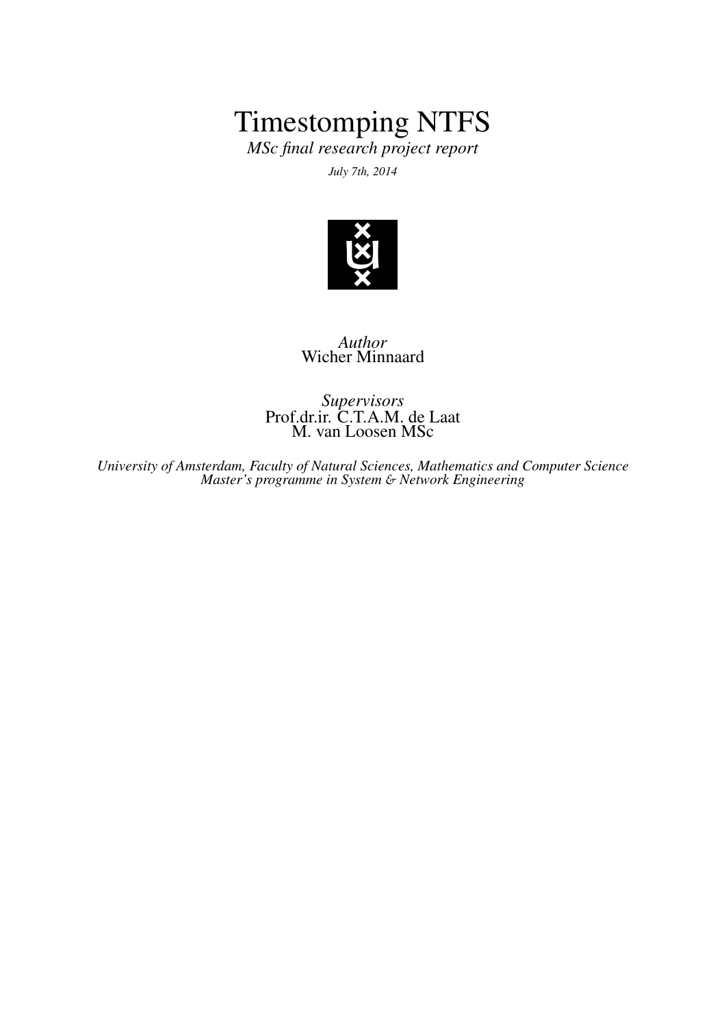# Timestomping NTFS

*MSc final research project report*

*July 7th, 2014*

*Author*
Wicher Minnaard

*Supervisors*
Prof.dr.ir. C.T.A.M. de Laat
M. van Loosen MSc

*University of Amsterdam, Faculty of Natural Sciences, Mathematics and Computer Science*
*Master's programme in System & Network Engineering*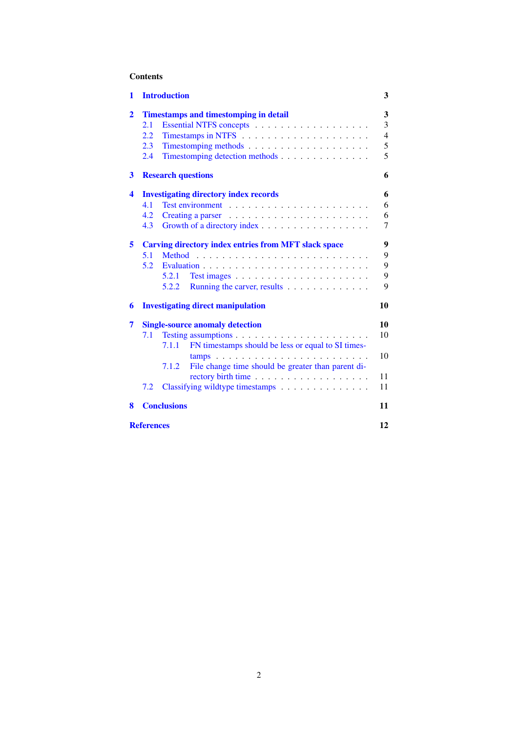## Contents

- **1 Introduction** — 3
- **2 Timestamps and timestomping in detail** — 3
  - 2.1 Essential NTFS concepts — 3
  - 2.2 Timestamps in NTFS — 4
  - 2.3 Timestomping methods — 5
  - 2.4 Timestomping detection methods — 5
- **3 Research questions** — 6
- **4 Investigating directory index records** — 6
  - 4.1 Test environment — 6
  - 4.2 Creating a parser — 6
  - 4.3 Growth of a directory index — 7
- **5 Carving directory index entries from MFT slack space** — 9
  - 5.1 Method — 9
  - 5.2 Evaluation — 9
    - 5.2.1 Test images — 9
    - 5.2.2 Running the carver, results — 9
- **6 Investigating direct manipulation** — 10
- **7 Single-source anomaly detection** — 10
  - 7.1 Testing assumptions — 10
    - 7.1.1 FN timestamps should be less or equal to SI timestamps — 10
    - 7.1.2 File change time should be greater than parent directory birth time — 11
  - 7.2 Classifying wildtype timestamps — 11
- **8 Conclusions** — 11
- **References** — 12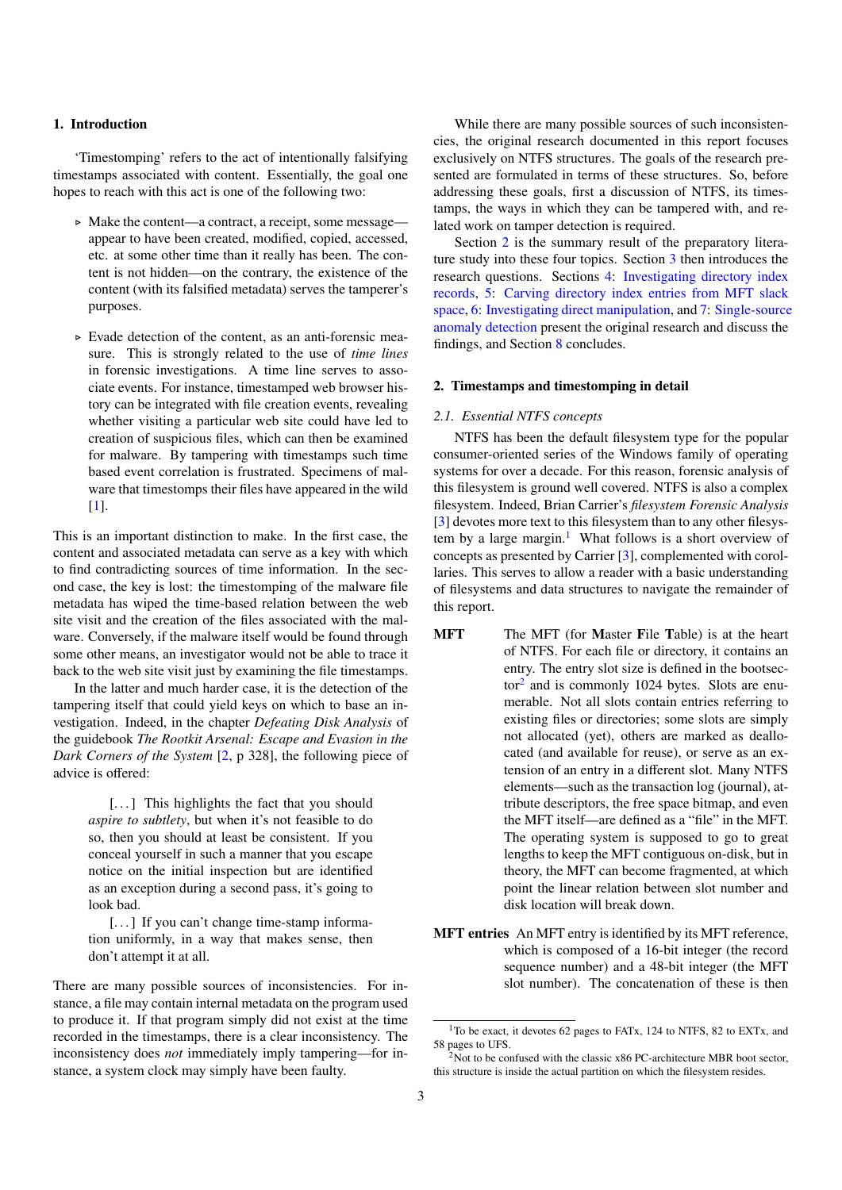## 1. Introduction

'Timestomping' refers to the act of intentionally falsifying timestamps associated with content. Essentially, the goal one hopes to reach with this act is one of the following two:

- Make the content—a contract, a receipt, some message—appear to have been created, modified, copied, accessed, etc. at some other time than it really has been. The content is not hidden—on the contrary, the existence of the content (with its falsified metadata) serves the tamperer's purposes.
- Evade detection of the content, as an anti-forensic measure. This is strongly related to the use of *time lines* in forensic investigations. A time line serves to associate events. For instance, timestamped web browser history can be integrated with file creation events, revealing whether visiting a particular web site could have led to creation of suspicious files, which can then be examined for malware. By tampering with timestamps such time based event correlation is frustrated. Specimens of malware that timestomp their files have appeared in the wild [1].

This is an important distinction to make. In the first case, the content and associated metadata can serve as a key with which to find contradicting sources of time information. In the second case, the key is lost: the timestomping of the malware file metadata has wiped the time-based relation between the web site visit and the creation of the files associated with the malware. Conversely, if the malware itself would be found through some other means, an investigator would not be able to trace it back to the web site visit just by examining the file timestamps.

In the latter and much harder case, it is the detection of the tampering itself that could yield keys on which to base an investigation. Indeed, in the chapter *Defeating Disk Analysis* of the guidebook *The Rootkit Arsenal: Escape and Evasion in the Dark Corners of the System* [2, p 328], the following piece of advice is offered:

> [...] This highlights the fact that you should *aspire to subtlety*, but when it's not feasible to do so, then you should at least be consistent. If you conceal yourself in such a manner that you escape notice on the initial inspection but are identified as an exception during a second pass, it's going to look bad.
>
> [...] If you can't change time-stamp information uniformly, in a way that makes sense, then don't attempt it at all.

There are many possible sources of inconsistencies. For instance, a file may contain internal metadata on the program used to produce it. If that program simply did not exist at the time recorded in the timestamps, there is a clear inconsistency. The inconsistency does *not* immediately imply tampering—for instance, a system clock may simply have been faulty.

While there are many possible sources of such inconsistencies, the original research documented in this report focuses exclusively on NTFS structures. The goals of the research presented are formulated in terms of these structures. So, before addressing these goals, first a discussion of NTFS, its timestamps, the ways in which they can be tampered with, and related work on tamper detection is required.

Section 2 is the summary result of the preparatory literature study into these four topics. Section 3 then introduces the research questions. Sections 4: Investigating directory index records, 5: Carving directory index entries from MFT slack space, 6: Investigating direct manipulation, and 7: Single-source anomaly detection present the original research and discuss the findings, and Section 8 concludes.

## 2. Timestamps and timestomping in detail

### 2.1. Essential NTFS concepts

NTFS has been the default filesystem type for the popular consumer-oriented series of the Windows family of operating systems for over a decade. For this reason, forensic analysis of this filesystem is ground well covered. NTFS is also a complex filesystem. Indeed, Brian Carrier's *filesystem Forensic Analysis* [3] devotes more text to this filesystem than to any other filesystem by a large margin.[1] What follows is a short overview of concepts as presented by Carrier [3], complemented with corollaries. This serves to allow a reader with a basic understanding of filesystems and data structures to navigate the remainder of this report.

**MFT** The MFT (for **M**aster **F**ile **T**able) is at the heart of NTFS. For each file or directory, it contains an entry. The entry slot size is defined in the bootsector[2] and is commonly 1024 bytes. Slots are enumerable. Not all slots contain entries referring to existing files or directories; some slots are simply not allocated (yet), others are marked as deallocated (and available for reuse), or serve as an extension of an entry in a different slot. Many NTFS elements—such as the transaction log (journal), attribute descriptors, the free space bitmap, and even the MFT itself—are defined as a "file" in the MFT. The operating system is supposed to go to great lengths to keep the MFT contiguous on-disk, but in theory, the MFT can become fragmented, at which point the linear relation between slot number and disk location will break down.

**MFT entries** An MFT entry is identified by its MFT reference, which is composed of a 16-bit integer (the record sequence number) and a 48-bit integer (the MFT slot number). The concatenation of these is then

[1] To be exact, it devotes 62 pages to FATx, 124 to NTFS, 82 to EXTx, and 58 pages to UFS.

[2] Not to be confused with the classic x86 PC-architecture MBR boot sector, this structure is inside the actual partition on which the filesystem resides.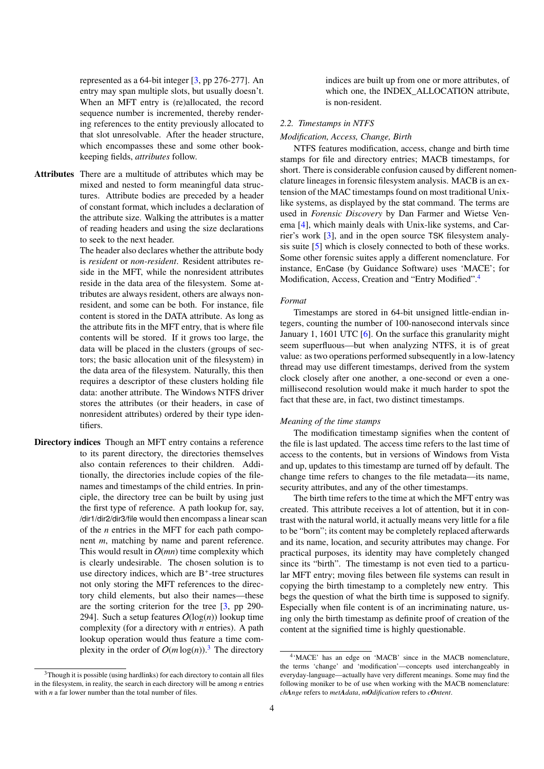represented as a 64-bit integer [3, pp 276-277]. An entry may span multiple slots, but usually doesn't. When an MFT entry is (re)allocated, the record sequence number is incremented, thereby rendering references to the entity previously allocated to that slot unresolvable. After the header structure, which encompasses these and some other bookkeeping fields, *attributes* follow.

**Attributes** There are a multitude of attributes which may be mixed and nested to form meaningful data structures. Attribute bodies are preceded by a header of constant format, which includes a declaration of the attribute size. Walking the attributes is a matter of reading headers and using the size declarations to seek to the next header.

The header also declares whether the attribute body is *resident* or *non-resident*. Resident attributes reside in the MFT, while the nonresident attributes reside in the data area of the filesystem. Some attributes are always resident, others are always non-resident, and some can be both. For instance, file content is stored in the DATA attribute. As long as the attribute fits in the MFT entry, that is where file contents will be stored. If it grows too large, the data will be placed in the clusters (groups of sectors; the basic allocation unit of the filesystem) in the data area of the filesystem. Naturally, this then requires a descriptor of these clusters holding file data: another attribute. The Windows NTFS driver stores the attributes (or their headers, in case of nonresident attributes) ordered by their type identifiers.

**Directory indices** Though an MFT entry contains a reference to its parent directory, the directories themselves also contain references to their children. Additionally, the directories include copies of the filenames and timestamps of the child entries. In principle, the directory tree can be built by using just the first type of reference. A path lookup for, say, /dir1/dir2/dir3/file would then encompass a linear scan of the $n$ entries in the MFT for each path component $m$, matching by name and parent reference. This would result in $O(mn)$ time complexity which is clearly undesirable. The chosen solution is to use directory indices, which are $B^+$-tree structures not only storing the MFT references to the directory child elements, but also their names—these are the sorting criterion for the tree [3, pp 290-294]. Such a setup features $O(\log(n))$ lookup time complexity (for a directory with $n$ entries). A path lookup operation would thus feature a time complexity in the order of $O(m \log(n))$.[3] The directory indices are built up from one or more attributes, of which one, the INDEX_ALLOCATION attribute, is non-resident.

[3] Though it is possible (using hardlinks) for each directory to contain all files in the filesystem, in reality, the search in each directory will be among $n$ entries with $n$ a far lower number than the total number of files.

### 2.2. Timestamps in NTFS

*Modification, Access, Change, Birth*

NTFS features modification, access, change and birth time stamps for file and directory entries; MACB timestamps, for short. There is considerable confusion caused by different nomenclature lineages in forensic filesystem analysis. MACB is an extension of the MAC timestamps found on most traditional Unix-like systems, as displayed by the stat command. The terms are used in *Forensic Discovery* by Dan Farmer and Wietse Venema [4], which mainly deals with Unix-like systems, and Carrier's work [3], and in the open source TSK filesystem analysis suite [5] which is closely connected to both of these works. Some other forensic suites apply a different nomenclature. For instance, EnCase (by Guidance Software) uses 'MACE'; for Modification, Access, Creation and "Entry Modified".[4]

*Format*

Timestamps are stored in 64-bit unsigned little-endian integers, counting the number of 100-nanosecond intervals since January 1, 1601 UTC [6]. On the surface this granularity might seem superfluous—but when analyzing NTFS, it is of great value: as two operations performed subsequently in a low-latency thread may use different timestamps, derived from the system clock closely after one another, a one-second or even a one-millisecond resolution would make it much harder to spot the fact that these are, in fact, two distinct timestamps.

*Meaning of the time stamps*

The modification timestamp signifies when the content of the file is last updated. The access time refers to the last time of access to the contents, but in versions of Windows from Vista and up, updates to this timestamp are turned off by default. The change time refers to changes to the file metadata—its name, security attributes, and any of the other timestamps.

The birth time refers to the time at which the MFT entry was created. This attribute receives a lot of attention, but it in contrast with the natural world, it actually means very little for a file to be "born"; its content may be completely replaced afterwards and its name, location, and security attributes may change. For practical purposes, its identity may have completely changed since its "birth". The timestamp is not even tied to a particular MFT entry; moving files between file systems can result in copying the birth timestamp to a completely new entry. This begs the question of what the birth time is supposed to signify. Especially when file content is of an incriminating nature, using only the birth timestamp as definite proof of creation of the content at the signified time is highly questionable.

[4] 'MACE' has an edge on 'MACB' since in the MACB nomenclature, the terms 'change' and 'modification'—concepts used interchangeably in everyday-language—actually have very different meanings. Some may find the following moniker to be of use when working with the MACB nomenclature: *chAnge* refers to *metAdata*, *mOdification* refers to *cOntent*.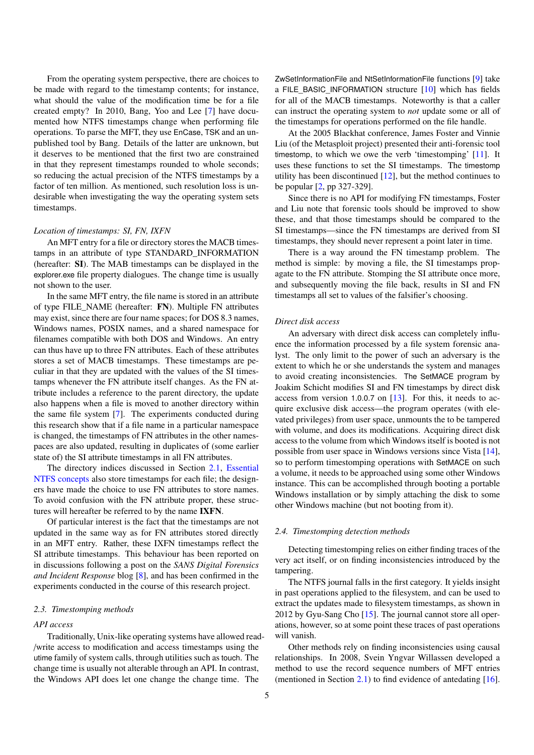From the operating system perspective, there are choices to be made with regard to the timestamp contents; for instance, what should the value of the modification time be for a file created empty? In 2010, Bang, Yoo and Lee [7] have documented how NTFS timestamps change when performing file operations. To parse the MFT, they use EnCase, TSK and an unpublished tool by Bang. Details of the latter are unknown, but it deserves to be mentioned that the first two are constrained in that they represent timestamps rounded to whole seconds; so reducing the actual precision of the NTFS timestamps by a factor of ten million. As mentioned, such resolution loss is undesirable when investigating the way the operating system sets timestamps.

*Location of timestamps: SI, FN, IXFN*

An MFT entry for a file or directory stores the MACB timestamps in an attribute of type STANDARD_INFORMATION (hereafter: **SI**). The MAB timestamps can be displayed in the explorer.exe file property dialogues. The change time is usually not shown to the user.

In the same MFT entry, the file name is stored in an attribute of type FILE_NAME (hereafter: **FN**). Multiple FN attributes may exist, since there are four name spaces; for DOS 8.3 names, Windows names, POSIX names, and a shared namespace for filenames compatible with both DOS and Windows. An entry can thus have up to three FN attributes. Each of these attributes stores a set of MACB timestamps. These timestamps are peculiar in that they are updated with the values of the SI timestamps whenever the FN attribute itself changes. As the FN attribute includes a reference to the parent directory, the update also happens when a file is moved to another directory within the same file system [7]. The experiments conducted during this research show that if a file name in a particular namespace is changed, the timestamps of FN attributes in the other namespaces are also updated, resulting in duplicates of (some earlier state of) the SI attribute timestamps in all FN attributes.

The directory indices discussed in Section 2.1, Essential NTFS concepts also store timestamps for each file; the designers have made the choice to use FN attributes to store names. To avoid confusion with the FN attribute proper, these structures will hereafter be referred to by the name **IXFN**.

Of particular interest is the fact that the timestamps are not updated in the same way as for FN attributes stored directly in an MFT entry. Rather, these IXFN timestamps reflect the SI attribute timestamps. This behaviour has been reported on in discussions following a post on the *SANS Digital Forensics and Incident Response* blog [8], and has been confirmed in the experiments conducted in the course of this research project.

## 2.3. Timestomping methods

*API access*

Traditionally, Unix-like operating systems have allowed read-/write access to modification and access timestamps using the utime family of system calls, through utilities such as touch. The change time is usually not alterable through an API. In contrast, the Windows API does let one change the change time. The ZwSetInformationFile and NtSetInformationFile functions [9] take a FILE_BASIC_INFORMATION structure [10] which has fields for all of the MACB timestamps. Noteworthy is that a caller can instruct the operating system to *not* update some or all of the timestamps for operations performed on the file handle.

At the 2005 Blackhat conference, James Foster and Vinnie Liu (of the Metasploit project) presented their anti-forensic tool timestomp, to which we owe the verb 'timestomping' [11]. It uses these functions to set the SI timestamps. The timestomp utility has been discontinued [12], but the method continues to be popular [2, pp 327-329].

Since there is no API for modifying FN timestamps, Foster and Liu note that forensic tools should be improved to show these, and that those timestamps should be compared to the SI timestamps—since the FN timestamps are derived from SI timestamps, they should never represent a point later in time.

There is a way around the FN timestamp problem. The method is simple: by moving a file, the SI timestamps propagate to the FN attribute. Stomping the SI attribute once more, and subsequently moving the file back, results in SI and FN timestamps all set to values of the falsifier's choosing.

*Direct disk access*

An adversary with direct disk access can completely influence the information processed by a file system forensic analyst. The only limit to the power of such an adversary is the extent to which he or she understands the system and manages to avoid creating inconsistencies. The SetMACE program by Joakim Schicht modifies SI and FN timestamps by direct disk access from version 1.0.0.7 on [13]. For this, it needs to acquire exclusive disk access—the program operates (with elevated privileges) from user space, unmounts the to be tampered with volume, and does its modifications. Acquiring direct disk access to the volume from which Windows itself is booted is not possible from user space in Windows versions since Vista [14], so to perform timestomping operations with SetMACE on such a volume, it needs to be approached using some other Windows instance. This can be accomplished through booting a portable Windows installation or by simply attaching the disk to some other Windows machine (but not booting from it).

## 2.4. Timestomping detection methods

Detecting timestomping relies on either finding traces of the very act itself, or on finding inconsistencies introduced by the tampering.

The NTFS journal falls in the first category. It yields insight in past operations applied to the filesystem, and can be used to extract the updates made to filesystem timestamps, as shown in 2012 by Gyu-Sang Cho [15]. The journal cannot store all operations, however, so at some point these traces of past operations will vanish.

Other methods rely on finding inconsistencies using causal relationships. In 2008, Svein Yngvar Willassen developed a method to use the record sequence numbers of MFT entries (mentioned in Section 2.1) to find evidence of antedating [16].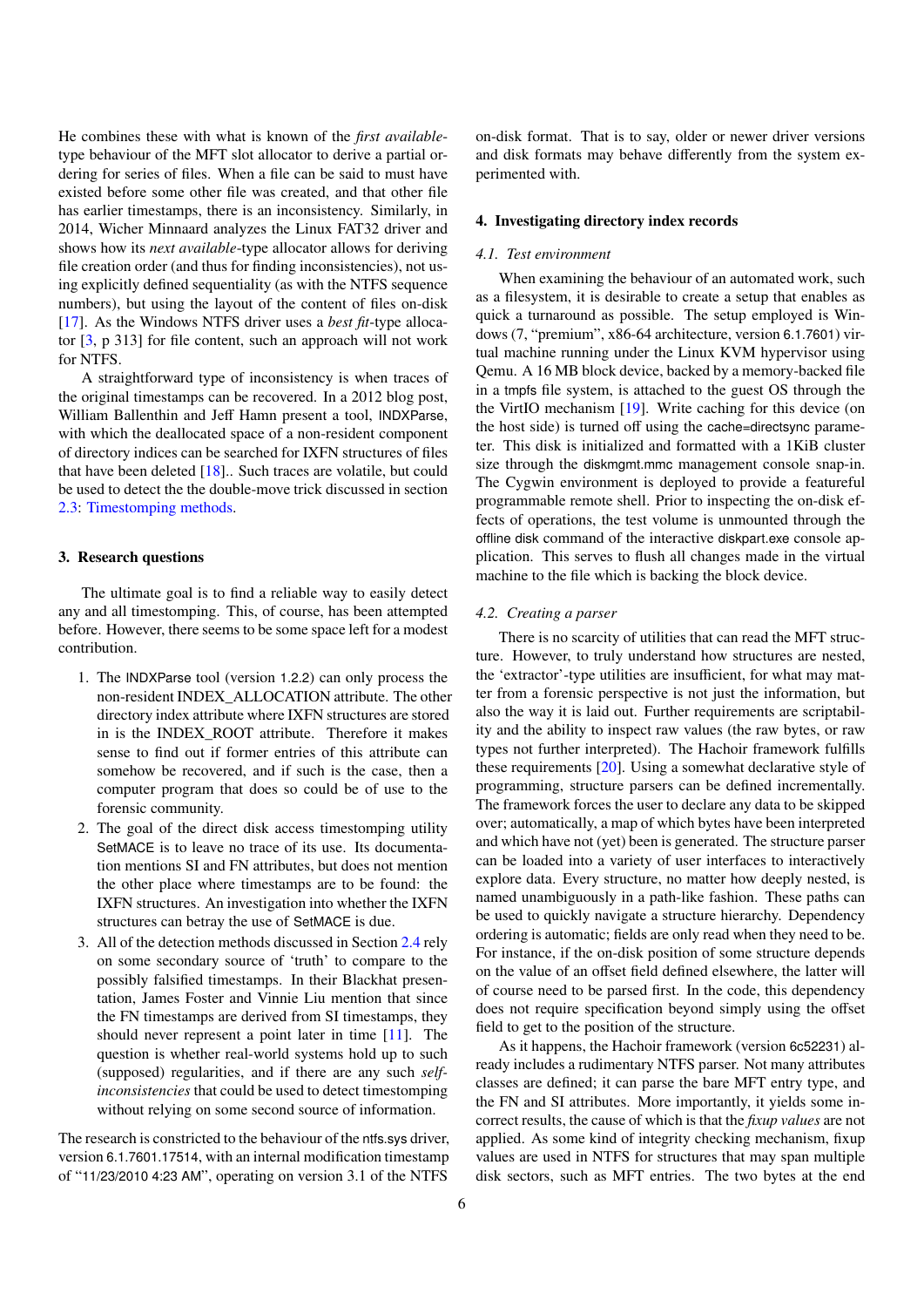He combines these with what is known of the *first available*-type behaviour of the MFT slot allocator to derive a partial ordering for series of files. When a file can be said to must have existed before some other file was created, and that other file has earlier timestamps, there is an inconsistency. Similarly, in 2014, Wicher Minnaard analyzes the Linux FAT32 driver and shows how its *next available*-type allocator allows for deriving file creation order (and thus for finding inconsistencies), not using explicitly defined sequentiality (as with the NTFS sequence numbers), but using the layout of the content of files on-disk [17]. As the Windows NTFS driver uses a *best fit*-type allocator [3, p 313] for file content, such an approach will not work for NTFS.

A straightforward type of inconsistency is when traces of the original timestamps can be recovered. In a 2012 blog post, William Ballenthin and Jeff Hamn present a tool, INDXParse, with which the deallocated space of a non-resident component of directory indices can be searched for IXFN structures of files that have been deleted [18].. Such traces are volatile, but could be used to detect the the double-move trick discussed in section 2.3: Timestomping methods.

## 3. Research questions

The ultimate goal is to find a reliable way to easily detect any and all timestomping. This, of course, has been attempted before. However, there seems to be some space left for a modest contribution.

1. The INDXParse tool (version 1.2.2) can only process the non-resident INDEX_ALLOCATION attribute. The other directory index attribute where IXFN structures are stored in is the INDEX_ROOT attribute. Therefore it makes sense to find out if former entries of this attribute can somehow be recovered, and if such is the case, then a computer program that does so could be of use to the forensic community.
2. The goal of the direct disk access timestomping utility SetMACE is to leave no trace of its use. Its documentation mentions SI and FN attributes, but does not mention the other place where timestamps are to be found: the IXFN structures. An investigation into whether the IXFN structures can betray the use of SetMACE is due.
3. All of the detection methods discussed in Section 2.4 rely on some secondary source of 'truth' to compare to the possibly falsified timestamps. In their Blackhat presentation, James Foster and Vinnie Liu mention that since the FN timestamps are derived from SI timestamps, they should never represent a point later in time [11]. The question is whether real-world systems hold up to such (supposed) regularities, and if there are any such *self-inconsistencies* that could be used to detect timestomping without relying on some second source of information.

The research is constricted to the behaviour of the ntfs.sys driver, version 6.1.7601.17514, with an internal modification timestamp of "11/23/2010 4:23 AM", operating on version 3.1 of the NTFS on-disk format. That is to say, older or newer driver versions and disk formats may behave differently from the system experimented with.

## 4. Investigating directory index records

### 4.1. Test environment

When examining the behaviour of an automated work, such as a filesystem, it is desirable to create a setup that enables as quick a turnaround as possible. The setup employed is Windows (7, "premium", x86-64 architecture, version 6.1.7601) virtual machine running under the Linux KVM hypervisor using Qemu. A 16 MB block device, backed by a memory-backed file in a tmpfs file system, is attached to the guest OS through the the VirtIO mechanism [19]. Write caching for this device (on the host side) is turned off using the cache=directsync parameter. This disk is initialized and formatted with a 1KiB cluster size through the diskmgmt.mmc management console snap-in. The Cygwin environment is deployed to provide a featureful programmable remote shell. Prior to inspecting the on-disk effects of operations, the test volume is unmounted through the offline disk command of the interactive diskpart.exe console application. This serves to flush all changes made in the virtual machine to the file which is backing the block device.

### 4.2. Creating a parser

There is no scarcity of utilities that can read the MFT structure. However, to truly understand how structures are nested, the 'extractor'-type utilities are insufficient, for what may matter from a forensic perspective is not just the information, but also the way it is laid out. Further requirements are scriptability and the ability to inspect raw values (the raw bytes, or raw types not further interpreted). The Hachoir framework fulfills these requirements [20]. Using a somewhat declarative style of programming, structure parsers can be defined incrementally. The framework forces the user to declare any data to be skipped over; automatically, a map of which bytes have been interpreted and which have not (yet) been is generated. The structure parser can be loaded into a variety of user interfaces to interactively explore data. Every structure, no matter how deeply nested, is named unambiguously in a path-like fashion. These paths can be used to quickly navigate a structure hierarchy. Dependency ordering is automatic; fields are only read when they need to be. For instance, if the on-disk position of some structure depends on the value of an offset field defined elsewhere, the latter will of course need to be parsed first. In the code, this dependency does not require specification beyond simply using the offset field to get to the position of the structure.

As it happens, the Hachoir framework (version 6c52231) already includes a rudimentary NTFS parser. Not many attributes classes are defined; it can parse the bare MFT entry type, and the FN and SI attributes. More importantly, it yields some incorrect results, the cause of which is that the *fixup values* are not applied. As some kind of integrity checking mechanism, fixup values are used in NTFS for structures that may span multiple disk sectors, such as MFT entries. The two bytes at the end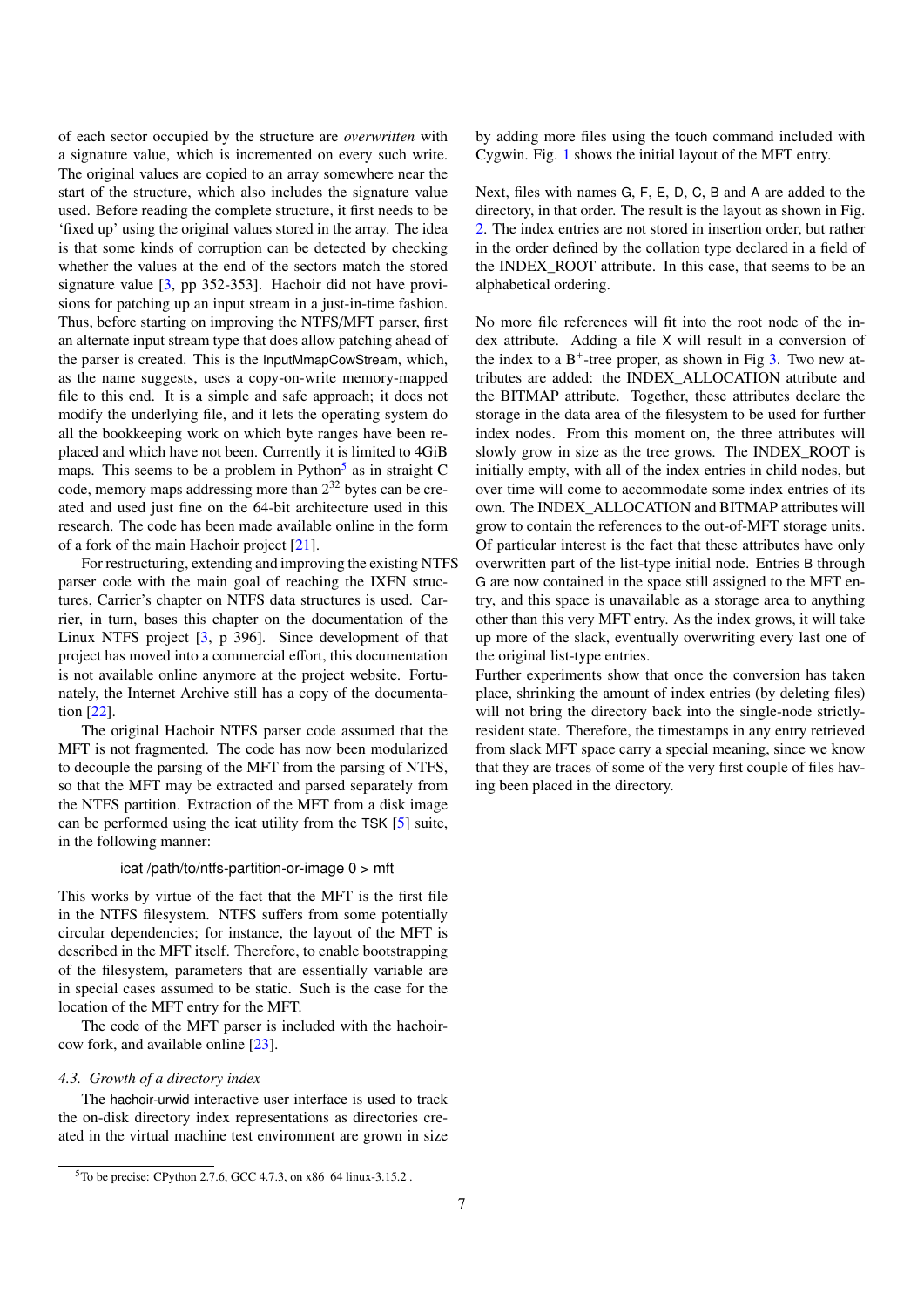of each sector occupied by the structure are *overwritten* with a signature value, which is incremented on every such write. The original values are copied to an array somewhere near the start of the structure, which also includes the signature value used. Before reading the complete structure, it first needs to be 'fixed up' using the original values stored in the array. The idea is that some kinds of corruption can be detected by checking whether the values at the end of the sectors match the stored signature value [3, pp 352-353]. Hachoir did not have provisions for patching up an input stream in a just-in-time fashion. Thus, before starting on improving the NTFS/MFT parser, first an alternate input stream type that does allow patching ahead of the parser is created. This is the InputMmapCowStream, which, as the name suggests, uses a copy-on-write memory-mapped file to this end. It is a simple and safe approach; it does not modify the underlying file, and it lets the operating system do all the bookkeeping work on which byte ranges have been replaced and which have not been. Currently it is limited to 4GiB maps. This seems to be a problem in Python[5] as in straight C code, memory maps addressing more than $2^{32}$ bytes can be created and used just fine on the 64-bit architecture used in this research. The code has been made available online in the form of a fork of the main Hachoir project [21].

For restructuring, extending and improving the existing NTFS parser code with the main goal of reaching the IXFN structures, Carrier's chapter on NTFS data structures is used. Carrier, in turn, bases this chapter on the documentation of the Linux NTFS project [3, p 396]. Since development of that project has moved into a commercial effort, this documentation is not available online anymore at the project website. Fortunately, the Internet Archive still has a copy of the documentation [22].

The original Hachoir NTFS parser code assumed that the MFT is not fragmented. The code has now been modularized to decouple the parsing of the MFT from the parsing of NTFS, so that the MFT may be extracted and parsed separately from the NTFS partition. Extraction of the MFT from a disk image can be performed using the icat utility from the TSK [5] suite, in the following manner:

```
icat /path/to/ntfs-partition-or-image 0 > mft
```

This works by virtue of the fact that the MFT is the first file in the NTFS filesystem. NTFS suffers from some potentially circular dependencies; for instance, the layout of the MFT is described in the MFT itself. Therefore, to enable bootstrapping of the filesystem, parameters that are essentially variable are in special cases assumed to be static. Such is the case for the location of the MFT entry for the MFT.

The code of the MFT parser is included with the hachoir-cow fork, and available online [23].

### 4.3. Growth of a directory index

The hachoir-urwid interactive user interface is used to track the on-disk directory index representations as directories created in the virtual machine test environment are grown in size by adding more files using the touch command included with Cygwin. Fig. 1 shows the initial layout of the MFT entry.

Next, files with names G, F, E, D, C, B and A are added to the directory, in that order. The result is the layout as shown in Fig. 2. The index entries are not stored in insertion order, but rather in the order defined by the collation type declared in a field of the INDEX_ROOT attribute. In this case, that seems to be an alphabetical ordering.

No more file references will fit into the root node of the index attribute. Adding a file X will result in a conversion of the index to a $B^+$-tree proper, as shown in Fig 3. Two new attributes are added: the INDEX_ALLOCATION attribute and the BITMAP attribute. Together, these attributes declare the storage in the data area of the filesystem to be used for further index nodes. From this moment on, the three attributes will slowly grow in size as the tree grows. The INDEX_ROOT is initially empty, with all of the index entries in child nodes, but over time will come to accommodate some index entries of its own. The INDEX_ALLOCATION and BITMAP attributes will grow to contain the references to the out-of-MFT storage units. Of particular interest is the fact that these attributes have only overwritten part of the list-type initial node. Entries B through G are now contained in the space still assigned to the MFT entry, and this space is unavailable as a storage area to anything other than this very MFT entry. As the index grows, it will take up more of the slack, eventually overwriting every last one of the original list-type entries.

Further experiments show that once the conversion has taken place, shrinking the amount of index entries (by deleting files) will not bring the directory back into the single-node strictly-resident state. Therefore, the timestamps in any entry retrieved from slack MFT space carry a special meaning, since we know that they are traces of some of the very first couple of files having been placed in the directory.

[5] To be precise: CPython 2.7.6, GCC 4.7.3, on x86_64 linux-3.15.2 .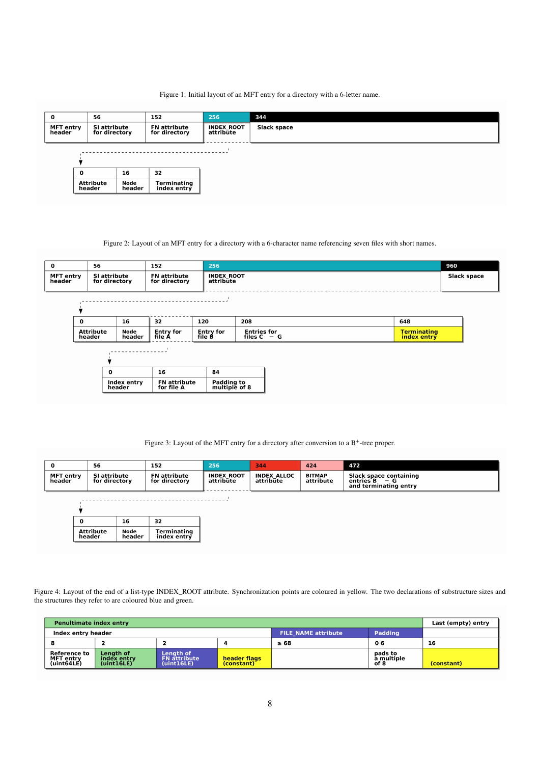Figure 1: Initial layout of an MFT entry for a directory with a 6-letter name.

| 0 | 56 | 152 | 256 | 344 |
|---|---|---|---|---|
| MFT entry header | SI attribute for directory | FN attribute for directory | INDEX_ROOT attribute | Slack space |

| 0 | 16 | 32 |
|---|---|---|
| Attribute header | Node header | Terminating index entry |

Figure 2: Layout of an MFT entry for a directory with a 6-character name referencing seven files with short names.

| 0 | 56 | 152 | 256 | 960 |
|---|---|---|---|---|
| MFT entry header | SI attribute for directory | FN attribute for directory | INDEX_ROOT attribute | Slack space |

| 0 | 16 | 32 | 120 | 208 | 648 |
|---|---|---|---|---|---|
| Attribute header | Node header | Entry for file A | Entry for file B | Entries for files C – G | Terminating index entry |

| 0 | 16 | 84 |
|---|---|---|
| Index entry header | FN attribute for file A | Padding to multiple of 8 |

Figure 3: Layout of the MFT entry for a directory after conversion to a B$^+$-tree proper.

| 0 | 56 | 152 | 256 | 344 | 424 | 472 |
|---|---|---|---|---|---|---|
| MFT entry header | SI attribute for directory | FN attribute for directory | INDEX_ROOT attribute | INDEX_ALLOC attribute | BITMAP attribute | Slack space containing entries B – G and terminating entry |

| 0 | 16 | 32 |
|---|---|---|
| Attribute header | Node header | Terminating index entry |

Figure 4: Layout of the end of a list-type INDEX_ROOT attribute. Synchronization points are coloured in yellow. The two declarations of substructure sizes and the structures they refer to are coloured blue and green.

| Penultimate index entry | | | | | | Last (empty) entry |
|---|---|---|---|---|---|---|
| Index entry header | | | | FILE_NAME attribute | Padding | |
| 8 | 2 | 2 | 4 | ≥ 68 | 0-6 | 16 |
| Reference to MFT entry (uint64LE) | Length of index entry (uint16LE) | Length of FN attribute (uint16LE) | header flags (constant) | | pads to a multiple of 8 | (constant) |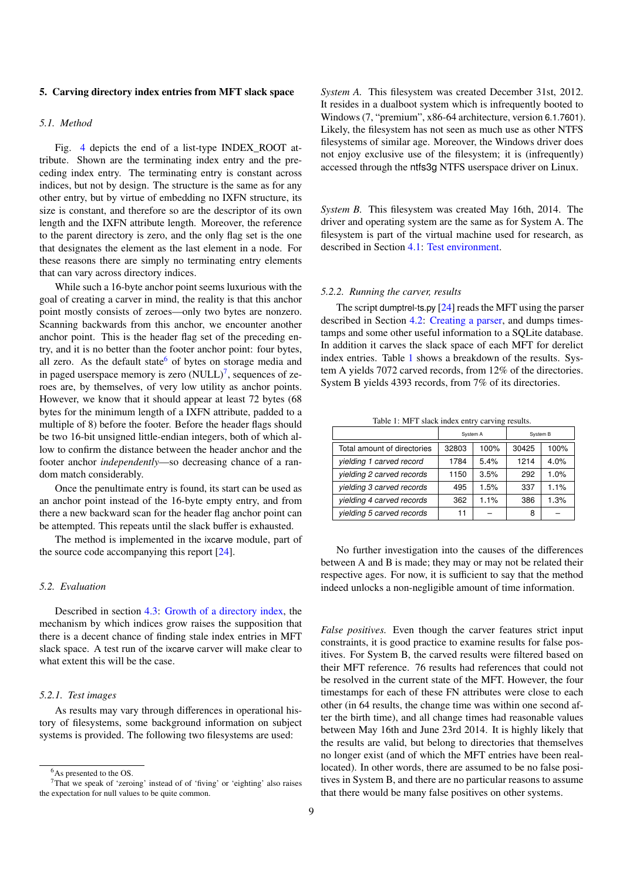## 5. Carving directory index entries from MFT slack space

### 5.1. Method

Fig. 4 depicts the end of a list-type INDEX_ROOT attribute. Shown are the terminating index entry and the preceding index entry. The terminating entry is constant across indices, but not by design. The structure is the same as for any other entry, but by virtue of embedding no IXFN structure, its size is constant, and therefore so are the descriptor of its own length and the IXFN attribute length. Moreover, the reference to the parent directory is zero, and the only flag set is the one that designates the element as the last element in a node. For these reasons there are simply no terminating entry elements that can vary across directory indices.

While such a 16-byte anchor point seems luxurious with the goal of creating a carver in mind, the reality is that this anchor point mostly consists of zeroes—only two bytes are nonzero. Scanning backwards from this anchor, we encounter another anchor point. This is the header flag set of the preceding entry, and it is no better than the footer anchor point: four bytes, all zero. As the default state[6] of bytes on storage media and in paged userspace memory is zero (NULL)[7], sequences of zeroes are, by themselves, of very low utility as anchor points. However, we know that it should appear at least 72 bytes (68 bytes for the minimum length of a IXFN attribute, padded to a multiple of 8) before the footer. Before the header flags should be two 16-bit unsigned little-endian integers, both of which allow to confirm the distance between the header anchor and the footer anchor *independently*—so decreasing chance of a random match considerably.

Once the penultimate entry is found, its start can be used as an anchor point instead of the 16-byte empty entry, and from there a new backward scan for the header flag anchor point can be attempted. This repeats until the slack buffer is exhausted.

The method is implemented in the ixcarve module, part of the source code accompanying this report [24].

### 5.2. Evaluation

Described in section 4.3: Growth of a directory index, the mechanism by which indices grow raises the supposition that there is a decent chance of finding stale index entries in MFT slack space. A test run of the ixcarve carver will make clear to what extent this will be the case.

#### 5.2.1. Test images

As results may vary through differences in operational history of filesystems, some background information on subject systems is provided. The following two filesystems are used:

[6] As presented to the OS.

[7] That we speak of 'zeroing' instead of of 'fiving' or 'eighting' also raises the expectation for null values to be quite common.

*System A.* This filesystem was created December 31st, 2012. It resides in a dualboot system which is infrequently booted to Windows (7, "premium", x86-64 architecture, version 6.1.7601). Likely, the filesystem has not seen as much use as other NTFS filesystems of similar age. Moreover, the Windows driver does not enjoy exclusive use of the filesystem; it is (infrequently) accessed through the ntfs3g NTFS userspace driver on Linux.

*System B.* This filesystem was created May 16th, 2014. The driver and operating system are the same as for System A. The filesystem is part of the virtual machine used for research, as described in Section 4.1: Test environment.

#### 5.2.2. Running the carver, results

The script dumptrel-ts.py [24] reads the MFT using the parser described in Section 4.2: Creating a parser, and dumps timestamps and some other useful information to a SQLite database. In addition it carves the slack space of each MFT for derelict index entries. Table 1 shows a breakdown of the results. System A yields 7072 carved records, from 12% of the directories. System B yields 4393 records, from 7% of its directories.

Table 1: MFT slack index entry carving results.

| | System A | | System B | |
|---|---|---|---|---|
| Total amount of directories | 32803 | 100% | 30425 | 100% |
| *yielding 1 carved record* | 1784 | 5.4% | 1214 | 4.0% |
| *yielding 2 carved records* | 1150 | 3.5% | 292 | 1.0% |
| *yielding 3 carved records* | 495 | 1.5% | 337 | 1.1% |
| *yielding 4 carved records* | 362 | 1.1% | 386 | 1.3% |
| *yielding 5 carved records* | 11 | – | 8 | – |

No further investigation into the causes of the differences between A and B is made; they may or may not be related their respective ages. For now, it is sufficient to say that the method indeed unlocks a non-negligible amount of time information.

*False positives.* Even though the carver features strict input constraints, it is good practice to examine results for false positives. For System B, the carved results were filtered based on their MFT reference. 76 results had references that could not be resolved in the current state of the MFT. However, the four timestamps for each of these FN attributes were close to each other (in 64 results, the change time was within one second after the birth time), and all change times had reasonable values between May 16th and June 23rd 2014. It is highly likely that the results are valid, but belong to directories that themselves no longer exist (and of which the MFT entries have been reallocated). In other words, there are assumed to be no false positives in System B, and there are no particular reasons to assume that there would be many false positives on other systems.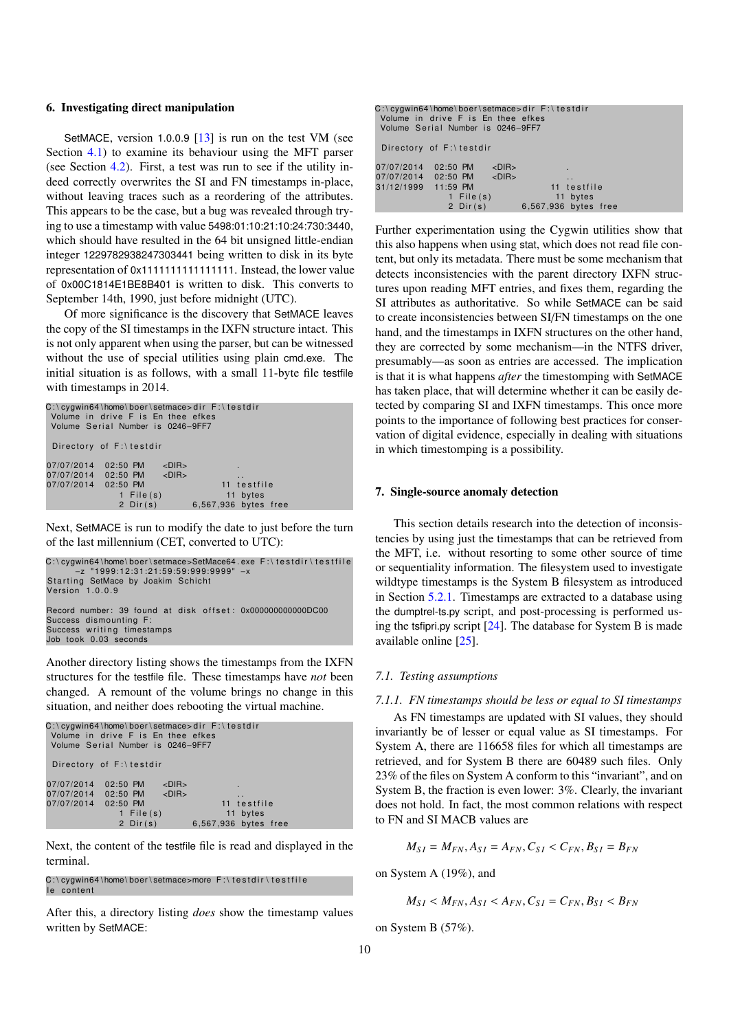## 6. Investigating direct manipulation

SetMACE, version 1.0.0.9 [13] is run on the test VM (see Section 4.1) to examine its behaviour using the MFT parser (see Section 4.2). First, a test was run to see if the utility indeed correctly overwrites the SI and FN timestamps in-place, without leaving traces such as a reordering of the attributes. This appears to be the case, but a bug was revealed through trying to use a timestamp with value 5498:01:10:21:10:24:730:3440, which should have resulted in the 64 bit unsigned little-endian integer 1229782938247303441 being written to disk in its byte representation of 0x1111111111111111. Instead, the lower value of 0x00C1814E1BE8B401 is written to disk. This converts to September 14th, 1990, just before midnight (UTC).

Of more significance is the discovery that SetMACE leaves the copy of the SI timestamps in the IXFN structure intact. This is not only apparent when using the parser, but can be witnessed without the use of special utilities using plain cmd.exe. The initial situation is as follows, with a small 11-byte file testfile with timestamps in 2014.

```
C:\cygwin64\home\boer\setmace>dir F:\testdir
 Volume in drive F is En thee efkes
 Volume Serial Number is 0246-9FF7

 Directory of F:\testdir

07/07/2014  02:50 PM    <DIR>          .
07/07/2014  02:50 PM    <DIR>          ..
07/07/2014  02:50 PM                11 testfile
               1 File(s)             11 bytes
               2 Dir(s)      6,567,936 bytes free
```

Next, SetMACE is run to modify the date to just before the turn of the last millennium (CET, converted to UTC):

```
C:\cygwin64\home\boer\setmace>SetMace64.exe F:\testdir\testfile
      -z "1999:12:31:21:59:59:999:9999" -x
Starting SetMace by Joakim Schicht
Version 1.0.0.9

Record number: 39 found at disk offset: 0x000000000000DC00
Success dismounting F:
Success writing timestamps
Job took 0.03 seconds
```

Another directory listing shows the timestamps from the IXFN structures for the testfile file. These timestamps have *not* been changed. A remount of the volume brings no change in this situation, and neither does rebooting the virtual machine.

```
C:\cygwin64\home\boer\setmace>dir F:\testdir
 Volume in drive F is En thee efkes
 Volume Serial Number is 0246-9FF7

 Directory of F:\testdir

07/07/2014  02:50 PM    <DIR>          .
07/07/2014  02:50 PM    <DIR>          ..
07/07/2014  02:50 PM                11 testfile
               1 File(s)             11 bytes
               2 Dir(s)      6,567,936 bytes free
```

Next, the content of the testfile file is read and displayed in the terminal.

```
C:\cygwin64\home\boer\setmace>more F:\testdir\testfile
le content
```

After this, a directory listing *does* show the timestamp values written by SetMACE:

```
C:\cygwin64\home\boer\setmace>dir F:\testdir
 Volume in drive F is En thee efkes
 Volume Serial Number is 0246-9FF7

 Directory of F:\testdir

07/07/2014  02:50 PM    <DIR>          .
07/07/2014  02:50 PM    <DIR>          ..
31/12/1999  11:59 PM                11 testfile
               1 File(s)             11 bytes
               2 Dir(s)      6,567,936 bytes free
```

Further experimentation using the Cygwin utilities show that this also happens when using stat, which does not read file content, but only its metadata. There must be some mechanism that detects inconsistencies with the parent directory IXFN structures upon reading MFT entries, and fixes them, regarding the SI attributes as authoritative. So while SetMACE can be said to create inconsistencies between SI/FN timestamps on the one hand, and the timestamps in IXFN structures on the other hand, they are corrected by some mechanism—in the NTFS driver, presumably—as soon as entries are accessed. The implication is that it is what happens *after* the timestomping with SetMACE has taken place, that will determine whether it can be easily detected by comparing SI and IXFN timestamps. This once more points to the importance of following best practices for conservation of digital evidence, especially in dealing with situations in which timestomping is a possibility.

## 7. Single-source anomaly detection

This section details research into the detection of inconsistencies by using just the timestamps that can be retrieved from the MFT, i.e. without resorting to some other source of time or sequentiality information. The filesystem used to investigate wildtype timestamps is the System B filesystem as introduced in Section 5.2.1. Timestamps are extracted to a database using the dumptrel-ts.py script, and post-processing is performed using the tsfipri.py script [24]. The database for System B is made available online [25].

### *7.1. Testing assumptions*

#### *7.1.1. FN timestamps should be less or equal to SI timestamps*

As FN timestamps are updated with SI values, they should invariantly be of lesser or equal value as SI timestamps. For System A, there are 116658 files for which all timestamps are retrieved, and for System B there are 60489 such files. Only 23% of the files on System A conform to this "invariant", and on System B, the fraction is even lower: 3%. Clearly, the invariant does not hold. In fact, the most common relations with respect to FN and SI MACB values are

$$M_{SI} = M_{FN}, A_{SI} = A_{FN}, C_{SI} < C_{FN}, B_{SI} = B_{FN}$$

on System A (19%), and

$$M_{SI} < M_{FN}, A_{SI} < A_{FN}, C_{SI} = C_{FN}, B_{SI} < B_{FN}$$

on System B (57%).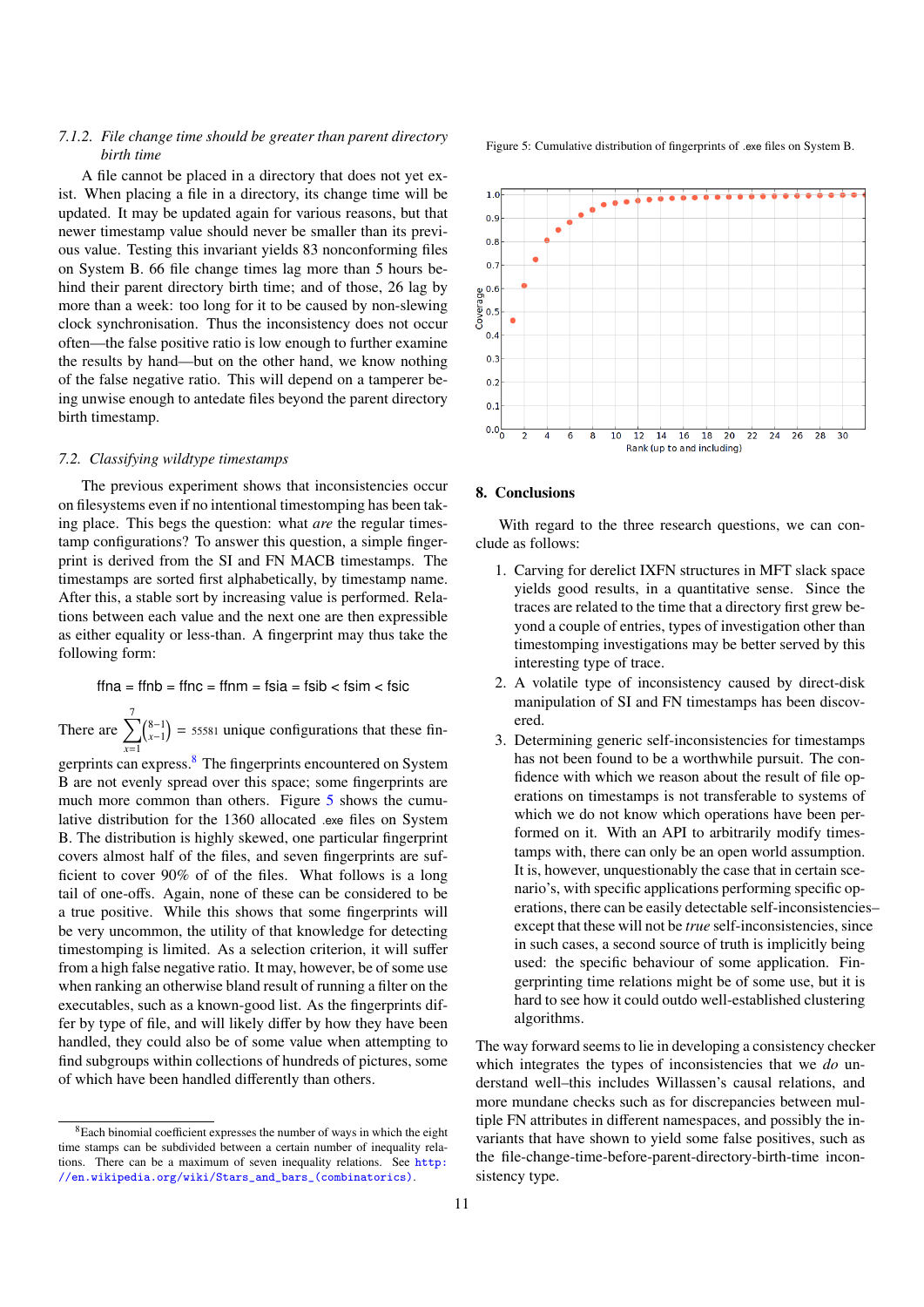### 7.1.2. File change time should be greater than parent directory birth time

A file cannot be placed in a directory that does not yet exist. When placing a file in a directory, its change time will be updated. It may be updated again for various reasons, but that newer timestamp value should never be smaller than its previous value. Testing this invariant yields 83 nonconforming files on System B. 66 file change times lag more than 5 hours behind their parent directory birth time; and of those, 26 lag by more than a week: too long for it to be caused by non-slewing clock synchronisation. Thus the inconsistency does not occur often—the false positive ratio is low enough to further examine the results by hand—but on the other hand, we know nothing of the false negative ratio. This will depend on a tamperer being unwise enough to antedate files beyond the parent directory birth timestamp.

## 7.2. Classifying wildtype timestamps

The previous experiment shows that inconsistencies occur on filesystems even if no intentional timestomping has been taking place. This begs the question: what *are* the regular timestamp configurations? To answer this question, a simple fingerprint is derived from the SI and FN MACB timestamps. The timestamps are sorted first alphabetically, by timestamp name. After this, a stable sort by increasing value is performed. Relations between each value and the next one are then expressible as either equality or less-than. A fingerprint may thus take the following form:

ffna = ffnb = ffnc = ffnm = fsia = fsib < fsim < fsic

There are $\sum_{x=1}^{7} \binom{8-1}{x-1} = 55581$ unique configurations that these fingerprints can express.[8] The fingerprints encountered on System B are not evenly spread over this space; some fingerprints are much more common than others. Figure 5 shows the cumulative distribution for the 1360 allocated .exe files on System B. The distribution is highly skewed, one particular fingerprint covers almost half of the files, and seven fingerprints are sufficient to cover 90% of of the files. What follows is a long tail of one-offs. Again, none of these can be considered to be a true positive. While this shows that some fingerprints will be very uncommon, the utility of that knowledge for detecting timestomping is limited. As a selection criterion, it will suffer from a high false negative ratio. It may, however, be of some use when ranking an otherwise bland result of running a filter on the executables, such as a known-good list. As the fingerprints differ by type of file, and will likely differ by how they have been handled, they could also be of some value when attempting to find subgroups within collections of hundreds of pictures, some of which have been handled differently than others.

[8] Each binomial coefficient expresses the number of ways in which the eight time stamps can be subdivided between a certain number of inequality relations. There can be a maximum of seven inequality relations. See http://en.wikipedia.org/wiki/Stars_and_bars_(combinatorics).

Figure 5: Cumulative distribution of fingerprints of .exe files on System B.

## 8. Conclusions

With regard to the three research questions, we can conclude as follows:

1. Carving for derelict IXFN structures in MFT slack space yields good results, in a quantitative sense. Since the traces are related to the time that a directory first grew beyond a couple of entries, types of investigation other than timestomping investigations may be better served by this interesting type of trace.
2. A volatile type of inconsistency caused by direct-disk manipulation of SI and FN timestamps has been discovered.
3. Determining generic self-inconsistencies for timestamps has not been found to be a worthwhile pursuit. The confidence with which we reason about the result of file operations on timestamps is not transferable to systems of which we do not know which operations have been performed on it. With an API to arbitrarily modify timestamps with, there can only be an open world assumption. It is, however, unquestionably the case that in certain scenario's, with specific applications performing specific operations, there can be easily detectable self-inconsistencies–except that these will not be *true* self-inconsistencies, since in such cases, a second source of truth is implicitly being used: the specific behaviour of some application. Fingerprinting time relations might be of some use, but it is hard to see how it could outdo well-established clustering algorithms.

The way forward seems to lie in developing a consistency checker which integrates the types of inconsistencies that we *do* understand well–this includes Willassen's causal relations, and more mundane checks such as for discrepancies between multiple FN attributes in different namespaces, and possibly the invariants that have shown to yield some false positives, such as the file-change-time-before-parent-directory-birth-time inconsistency type.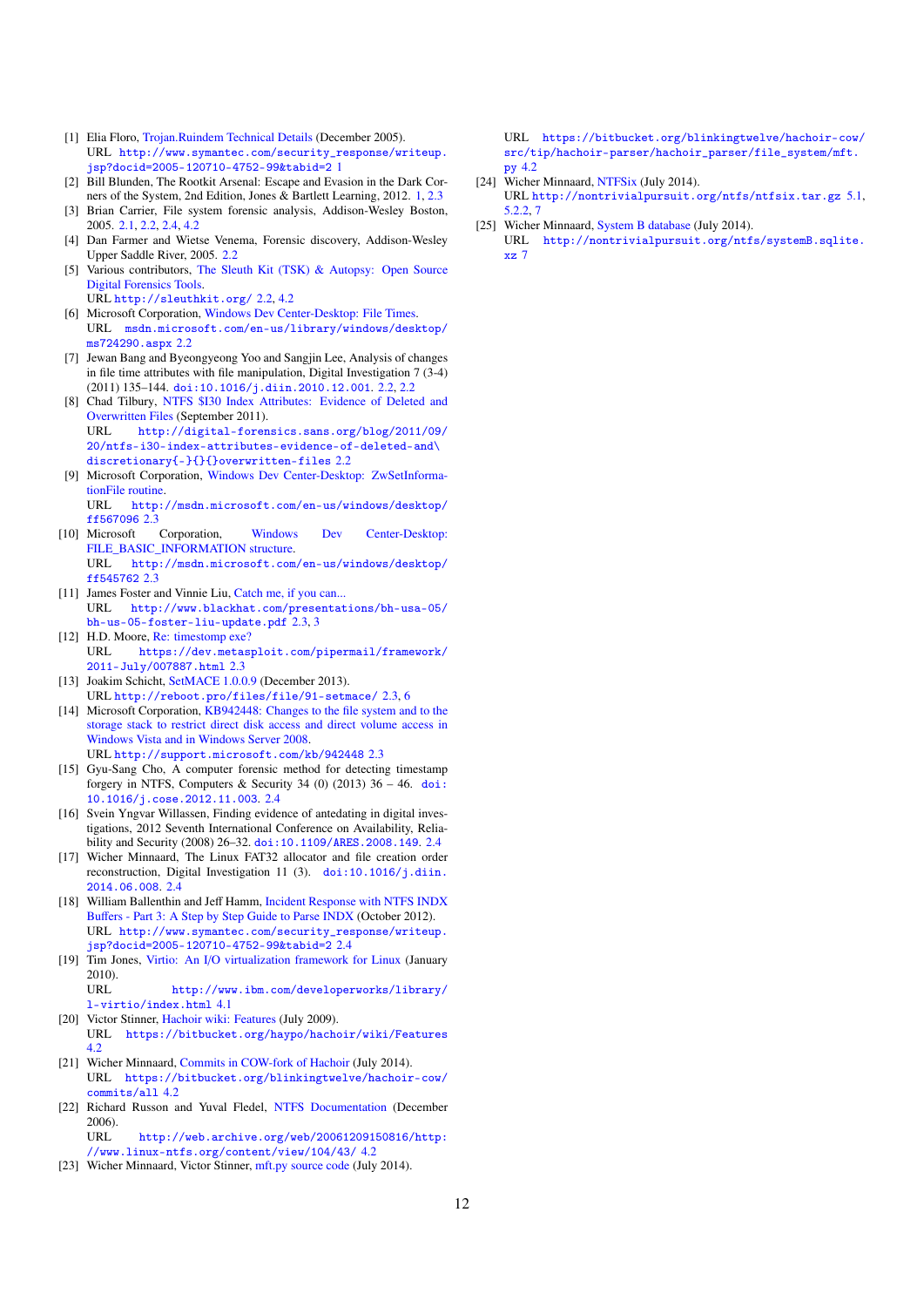[1] Elia Floro, Trojan.Ruindem Technical Details (December 2005).
URL http://www.symantec.com/security_response/writeup.jsp?docid=2005-120710-4752-99&tabid=2 1

[2] Bill Blunden, The Rootkit Arsenal: Escape and Evasion in the Dark Corners of the System, 2nd Edition, Jones & Bartlett Learning, 2012. 1, 2.3

[3] Brian Carrier, File system forensic analysis, Addison-Wesley Boston, 2005. 2.1, 2.2, 2.4, 4.2

[4] Dan Farmer and Wietse Venema, Forensic discovery, Addison-Wesley Upper Saddle River, 2005. 2.2

[5] Various contributors, The Sleuth Kit (TSK) & Autopsy: Open Source Digital Forensics Tools.
URL http://sleuthkit.org/ 2.2, 4.2

[6] Microsoft Corporation, Windows Dev Center-Desktop: File Times.
URL msdn.microsoft.com/en-us/library/windows/desktop/ms724290.aspx 2.2

[7] Jewan Bang and Byeongyeong Yoo and Sangjin Lee, Analysis of changes in file time attributes with file manipulation, Digital Investigation 7 (3-4) (2011) 135–144. doi:10.1016/j.diin.2010.12.001. 2.2, 2.2

[8] Chad Tilbury, NTFS $I30 Index Attributes: Evidence of Deleted and Overwritten Files (September 2011).
URL http://digital-forensics.sans.org/blog/2011/09/20/ntfs-i30-index-attributes-evidence-of-deleted-and\discretionary{-}{}{}overwritten-files 2.2

[9] Microsoft Corporation, Windows Dev Center-Desktop: ZwSetInformationFile routine.
URL http://msdn.microsoft.com/en-us/windows/desktop/ff567096 2.3

[10] Microsoft Corporation, Windows Dev Center-Desktop: FILE_BASIC_INFORMATION structure.
URL http://msdn.microsoft.com/en-us/windows/desktop/ff545762 2.3

[11] James Foster and Vinnie Liu, Catch me, if you can...
URL http://www.blackhat.com/presentations/bh-usa-05/bh-us-05-foster-liu-update.pdf 2.3, 3

[12] H.D. Moore, Re: timestomp exe?
URL https://dev.metasploit.com/pipermail/framework/2011-July/007887.html 2.3

[13] Joakim Schicht, SetMACE 1.0.0.9 (December 2013).
URL http://reboot.pro/files/file/91-setmace/ 2.3, 6

[14] Microsoft Corporation, KB942448: Changes to the file system and to the storage stack to restrict direct disk access and direct volume access in Windows Vista and in Windows Server 2008.
URL http://support.microsoft.com/kb/942448 2.3

[15] Gyu-Sang Cho, A computer forensic method for detecting timestamp forgery in NTFS, Computers & Security 34 (0) (2013) 36 – 46. doi:10.1016/j.cose.2012.11.003. 2.4

[16] Svein Yngvar Willassen, Finding evidence of antedating in digital investigations, 2012 Seventh International Conference on Availability, Reliability and Security (2008) 26–32. doi:10.1109/ARES.2008.149. 2.4

[17] Wicher Minnaard, The Linux FAT32 allocator and file creation order reconstruction, Digital Investigation 11 (3). doi:10.1016/j.diin.2014.06.008. 2.4

[18] William Ballenthin and Jeff Hamm, Incident Response with NTFS INDX Buffers - Part 3: A Step by Step Guide to Parse INDX (October 2012).
URL http://www.symantec.com/security_response/writeup.jsp?docid=2005-120710-4752-99&tabid=2 2.4

[19] Tim Jones, Virtio: An I/O virtualization framework for Linux (January 2010).
URL http://www.ibm.com/developerworks/library/l-virtio/index.html 4.1

[20] Victor Stinner, Hachoir wiki: Features (July 2009).
URL https://bitbucket.org/haypo/hachoir/wiki/Features 4.2

[21] Wicher Minnaard, Commits in COW-fork of Hachoir (July 2014).
URL https://bitbucket.org/blinkingtwelve/hachoir-cow/commits/all 4.2

[22] Richard Russon and Yuval Fledel, NTFS Documentation (December 2006).
URL http://web.archive.org/web/20061209150816/http://www.linux-ntfs.org/content/view/104/43/ 4.2

[23] Wicher Minnaard, Victor Stinner, mft.py source code (July 2014).
URL https://bitbucket.org/blinkingtwelve/hachoir-cow/src/tip/hachoir-parser/hachoir_parser/file_system/mft.py 4.2

[24] Wicher Minnaard, NTFSix (July 2014).
URL http://nontrivialpursuit.org/ntfs/ntfsix.tar.gz 5.1, 5.2.2, 7

[25] Wicher Minnaard, System B database (July 2014).
URL http://nontrivialpursuit.org/ntfs/systemB.sqlite.xz 7